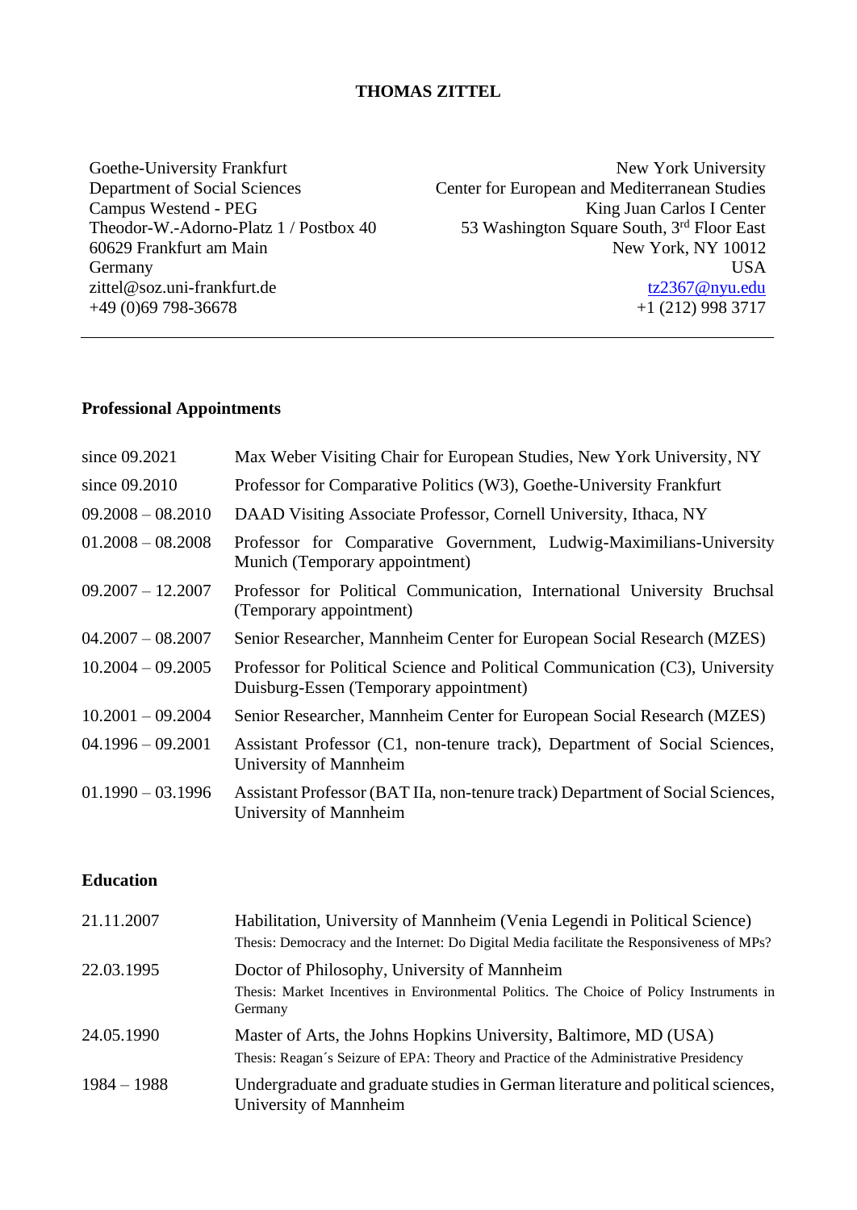# THOMAS ZITTEL

Goethe-University Frankfurt
Department of Social Sciences
Campus Westend - PEG
Theodor-W.-Adorno-Platz 1 / Postbox 40
60629 Frankfurt am Main
Germany
zittel@soz.uni-frankfurt.de
+49 (0)69 798-36678

New York University
Center for European and Mediterranean Studies
King Juan Carlos I Center
53 Washington Square South, 3rd Floor East
New York, NY 10012
USA
tz2367@nyu.edu
+1 (212) 998 3717

---

## Professional Appointments

| | |
|---|---|
| since 09.2021 | Max Weber Visiting Chair for European Studies, New York University, NY |
| since 09.2010 | Professor for Comparative Politics (W3), Goethe-University Frankfurt |
| 09.2008 – 08.2010 | DAAD Visiting Associate Professor, Cornell University, Ithaca, NY |
| 01.2008 – 08.2008 | Professor for Comparative Government, Ludwig-Maximilians-University Munich (Temporary appointment) |
| 09.2007 – 12.2007 | Professor for Political Communication, International University Bruchsal (Temporary appointment) |
| 04.2007 – 08.2007 | Senior Researcher, Mannheim Center for European Social Research (MZES) |
| 10.2004 – 09.2005 | Professor for Political Science and Political Communication (C3), University Duisburg-Essen (Temporary appointment) |
| 10.2001 – 09.2004 | Senior Researcher, Mannheim Center for European Social Research (MZES) |
| 04.1996 – 09.2001 | Assistant Professor (C1, non-tenure track), Department of Social Sciences, University of Mannheim |
| 01.1990 – 03.1996 | Assistant Professor (BAT IIa, non-tenure track) Department of Social Sciences, University of Mannheim |

## Education

| | |
|---|---|
| 21.11.2007 | Habilitation, University of Mannheim (Venia Legendi in Political Science)<br>Thesis: Democracy and the Internet: Do Digital Media facilitate the Responsiveness of MPs? |
| 22.03.1995 | Doctor of Philosophy, University of Mannheim<br>Thesis: Market Incentives in Environmental Politics. The Choice of Policy Instruments in Germany |
| 24.05.1990 | Master of Arts, the Johns Hopkins University, Baltimore, MD (USA)<br>Thesis: Reagan´s Seizure of EPA: Theory and Practice of the Administrative Presidency |
| 1984 – 1988 | Undergraduate and graduate studies in German literature and political sciences, University of Mannheim |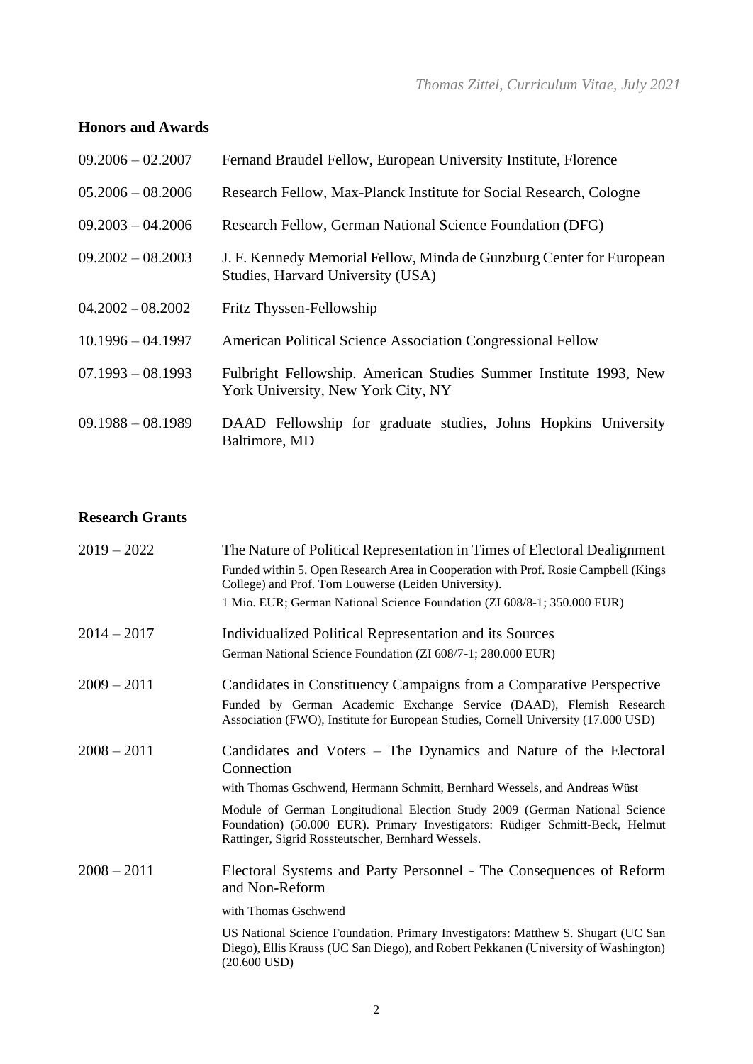## Honors and Awards

| | |
|---|---|
| 09.2006 – 02.2007 | Fernand Braudel Fellow, European University Institute, Florence |
| 05.2006 – 08.2006 | Research Fellow, Max-Planck Institute for Social Research, Cologne |
| 09.2003 – 04.2006 | Research Fellow, German National Science Foundation (DFG) |
| 09.2002 – 08.2003 | J. F. Kennedy Memorial Fellow, Minda de Gunzburg Center for European Studies, Harvard University (USA) |
| 04.2002 – 08.2002 | Fritz Thyssen-Fellowship |
| 10.1996 – 04.1997 | American Political Science Association Congressional Fellow |
| 07.1993 – 08.1993 | Fulbright Fellowship. American Studies Summer Institute 1993, New York University, New York City, NY |
| 09.1988 – 08.1989 | DAAD Fellowship for graduate studies, Johns Hopkins University Baltimore, MD |

## Research Grants

**2019 – 2022** The Nature of Political Representation in Times of Electoral Dealignment

Funded within 5. Open Research Area in Cooperation with Prof. Rosie Campbell (Kings College) and Prof. Tom Louwerse (Leiden University).

1 Mio. EUR; German National Science Foundation (ZI 608/8-1; 350.000 EUR)

**2014 – 2017** Individualized Political Representation and its Sources

German National Science Foundation (ZI 608/7-1; 280.000 EUR)

**2009 – 2011** Candidates in Constituency Campaigns from a Comparative Perspective

Funded by German Academic Exchange Service (DAAD), Flemish Research Association (FWO), Institute for European Studies, Cornell University (17.000 USD)

**2008 – 2011** Candidates and Voters – The Dynamics and Nature of the Electoral Connection

with Thomas Gschwend, Hermann Schmitt, Bernhard Wessels, and Andreas Wüst

Module of German Longitudional Election Study 2009 (German National Science Foundation) (50.000 EUR). Primary Investigators: Rüdiger Schmitt-Beck, Helmut Rattinger, Sigrid Rossteutscher, Bernhard Wessels.

**2008 – 2011** Electoral Systems and Party Personnel - The Consequences of Reform and Non-Reform

with Thomas Gschwend

US National Science Foundation. Primary Investigators: Matthew S. Shugart (UC San Diego), Ellis Krauss (UC San Diego), and Robert Pekkanen (University of Washington) (20.600 USD)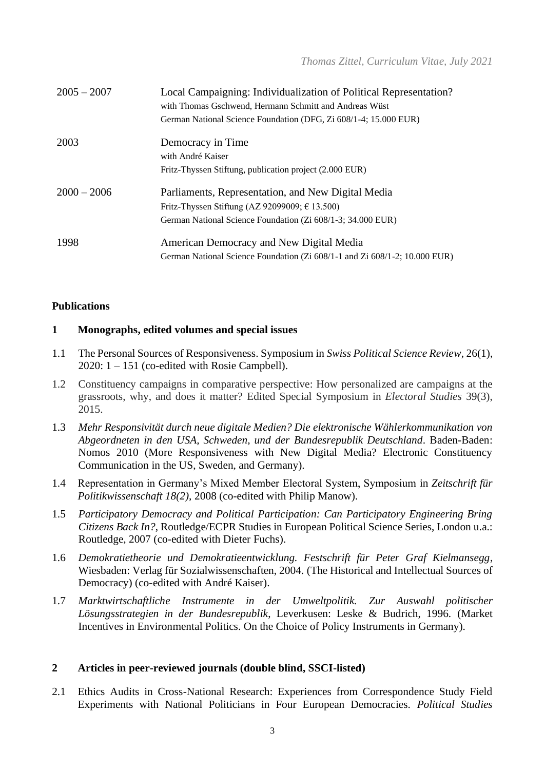| | |
|---|---|
| 2005 – 2007 | Local Campaigning: Individualization of Political Representation?<br>with Thomas Gschwend, Hermann Schmitt and Andreas Wüst<br>German National Science Foundation (DFG, Zi 608/1-4; 15.000 EUR) |
| 2003 | Democracy in Time<br>with André Kaiser<br>Fritz-Thyssen Stiftung, publication project (2.000 EUR) |
| 2000 – 2006 | Parliaments, Representation, and New Digital Media<br>Fritz-Thyssen Stiftung (AZ 92099009; € 13.500)<br>German National Science Foundation (Zi 608/1-3; 34.000 EUR) |
| 1998 | American Democracy and New Digital Media<br>German National Science Foundation (Zi 608/1-1 and Zi 608/1-2; 10.000 EUR) |

## Publications

### 1 Monographs, edited volumes and special issues

1.1 The Personal Sources of Responsiveness. Symposium in *Swiss Political Science Review*, 26(1), 2020: 1 – 151 (co-edited with Rosie Campbell).

1.2 Constituency campaigns in comparative perspective: How personalized are campaigns at the grassroots, why, and does it matter? Edited Special Symposium in *Electoral Studies* 39(3), 2015.

1.3 *Mehr Responsivität durch neue digitale Medien? Die elektronische Wählerkommunikation von Abgeordneten in den USA, Schweden, und der Bundesrepublik Deutschland*. Baden-Baden: Nomos 2010 (More Responsiveness with New Digital Media? Electronic Constituency Communication in the US, Sweden, and Germany).

1.4 Representation in Germany's Mixed Member Electoral System, Symposium in *Zeitschrift für Politikwissenschaft 18(2),* 2008 (co-edited with Philip Manow).

1.5 *Participatory Democracy and Political Participation: Can Participatory Engineering Bring Citizens Back In?*, Routledge/ECPR Studies in European Political Science Series, London u.a.: Routledge, 2007 (co-edited with Dieter Fuchs).

1.6 *Demokratietheorie und Demokratieentwicklung. Festschrift für Peter Graf Kielmansegg*, Wiesbaden: Verlag für Sozialwissenschaften, 2004. (The Historical and Intellectual Sources of Democracy) (co-edited with André Kaiser).

1.7 *Marktwirtschaftliche Instrumente in der Umweltpolitik. Zur Auswahl politischer Lösungsstrategien in der Bundesrepublik*, Leverkusen: Leske & Budrich, 1996. (Market Incentives in Environmental Politics. On the Choice of Policy Instruments in Germany).

### 2 Articles in peer-reviewed journals (double blind, SSCI-listed)

2.1 Ethics Audits in Cross-National Research: Experiences from Correspondence Study Field Experiments with National Politicians in Four European Democracies. *Political Studies*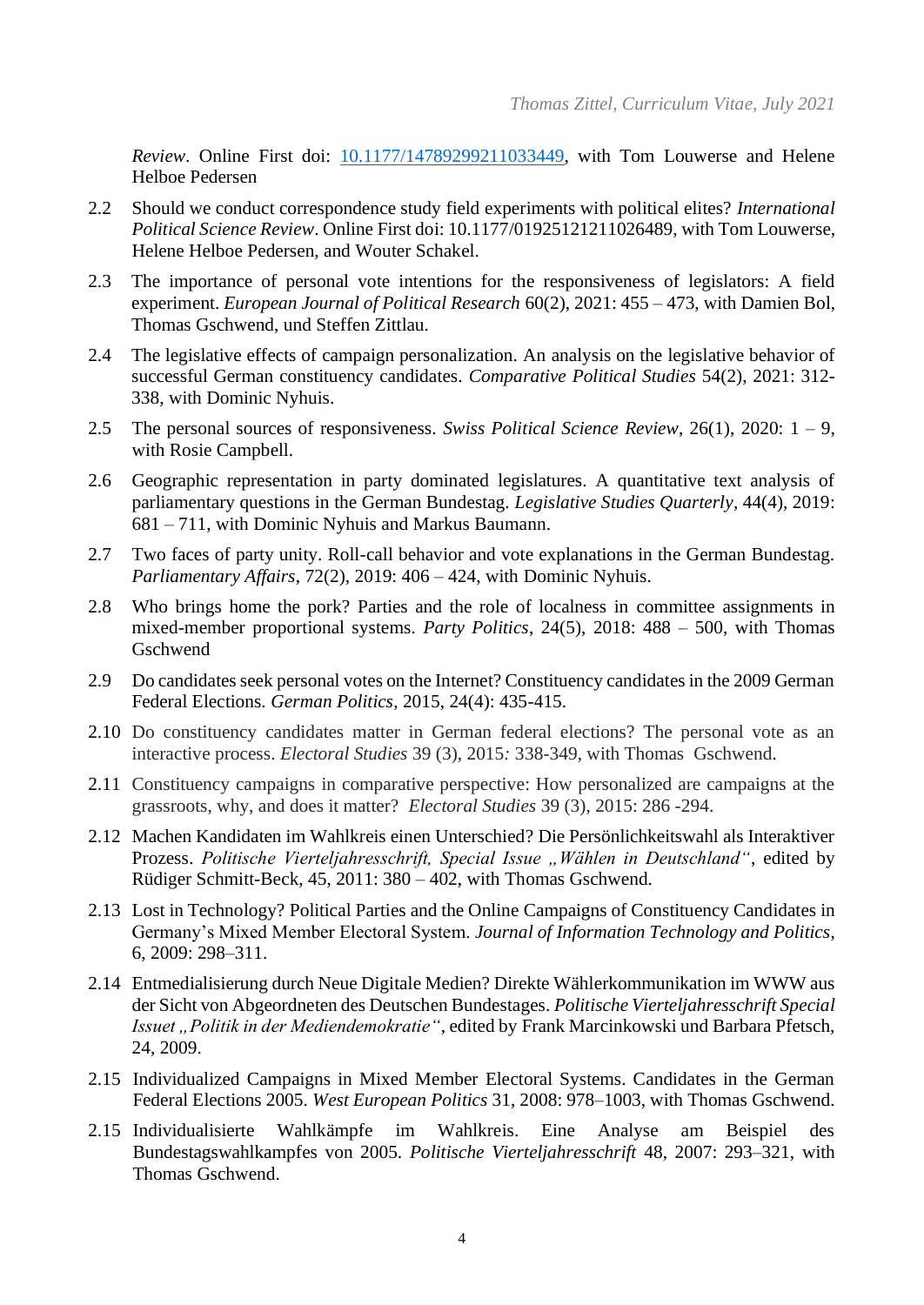*Review*. Online First doi: [10.1177/14789299211033449](https://doi.org/10.1177/14789299211033449), with Tom Louwerse and Helene Helboe Pedersen

2.2 Should we conduct correspondence study field experiments with political elites? *International Political Science Review*. Online First doi: 10.1177/01925121211026489, with Tom Louwerse, Helene Helboe Pedersen, and Wouter Schakel.

2.3 The importance of personal vote intentions for the responsiveness of legislators: A field experiment. *European Journal of Political Research* 60(2), 2021: 455 – 473, with Damien Bol, Thomas Gschwend, und Steffen Zittlau.

2.4 The legislative effects of campaign personalization. An analysis on the legislative behavior of successful German constituency candidates. *Comparative Political Studies* 54(2), 2021: 312-338, with Dominic Nyhuis.

2.5 The personal sources of responsiveness. *Swiss Political Science Review*, 26(1), 2020: 1 – 9, with Rosie Campbell.

2.6 Geographic representation in party dominated legislatures. A quantitative text analysis of parliamentary questions in the German Bundestag. *Legislative Studies Quarterly*, 44(4), 2019: 681 – 711, with Dominic Nyhuis and Markus Baumann.

2.7 Two faces of party unity. Roll-call behavior and vote explanations in the German Bundestag. *Parliamentary Affairs*, 72(2), 2019: 406 – 424, with Dominic Nyhuis.

2.8 Who brings home the pork? Parties and the role of localness in committee assignments in mixed-member proportional systems. *Party Politics*, 24(5), 2018: 488 – 500, with Thomas Gschwend

2.9 Do candidates seek personal votes on the Internet? Constituency candidates in the 2009 German Federal Elections. *German Politics*, 2015, 24(4): 435-415.

2.10 Do constituency candidates matter in German federal elections? The personal vote as an interactive process. *Electoral Studies* 39 (3), 2015*:* 338-349, with Thomas Gschwend.

2.11 Constituency campaigns in comparative perspective: How personalized are campaigns at the grassroots, why, and does it matter? *Electoral Studies* 39 (3), 2015: 286 -294.

2.12 Machen Kandidaten im Wahlkreis einen Unterschied? Die Persönlichkeitswahl als Interaktiver Prozess. *Politische Vierteljahresschrift, Special Issue „Wählen in Deutschland"*, edited by Rüdiger Schmitt-Beck, 45, 2011: 380 – 402, with Thomas Gschwend.

2.13 Lost in Technology? Political Parties and the Online Campaigns of Constituency Candidates in Germany's Mixed Member Electoral System. *Journal of Information Technology and Politics*, 6, 2009: 298–311.

2.14 Entmedialisierung durch Neue Digitale Medien? Direkte Wählerkommunikation im WWW aus der Sicht von Abgeordneten des Deutschen Bundestages. *Politische Vierteljahresschrift Special Issuet „Politik in der Mediendemokratie"*, edited by Frank Marcinkowski und Barbara Pfetsch, 24, 2009.

2.15 Individualized Campaigns in Mixed Member Electoral Systems. Candidates in the German Federal Elections 2005. *West European Politics* 31, 2008: 978–1003, with Thomas Gschwend.

2.15 Individualisierte Wahlkämpfe im Wahlkreis. Eine Analyse am Beispiel des Bundestagswahlkampfes von 2005. *Politische Vierteljahresschrift* 48, 2007: 293–321, with Thomas Gschwend.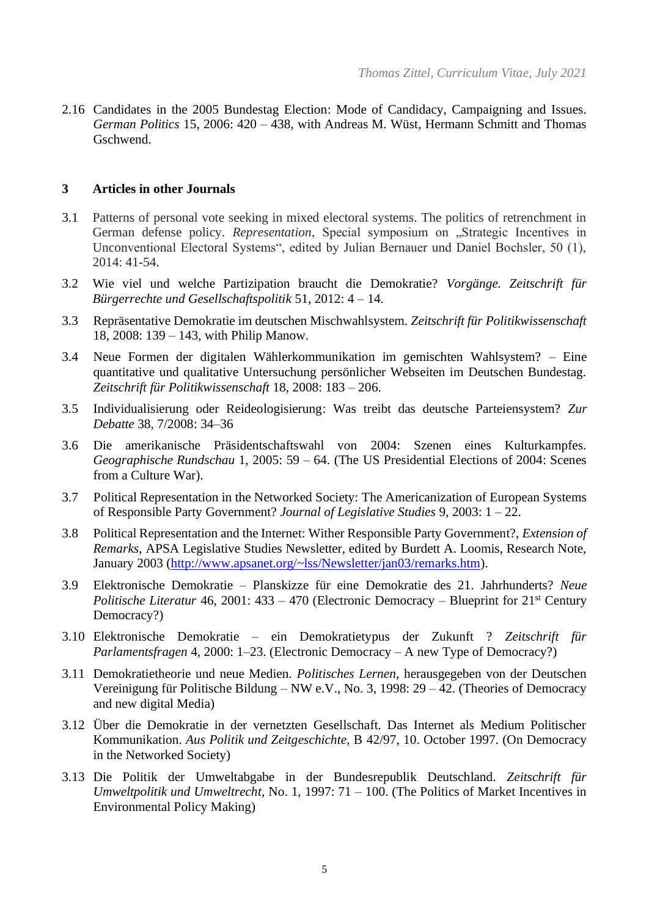2.16 Candidates in the 2005 Bundestag Election: Mode of Candidacy, Campaigning and Issues. *German Politics* 15, 2006: 420 – 438, with Andreas M. Wüst, Hermann Schmitt and Thomas Gschwend.

## 3 Articles in other Journals

3.1 Patterns of personal vote seeking in mixed electoral systems. The politics of retrenchment in German defense policy. *Representation*, Special symposium on „Strategic Incentives in Unconventional Electoral Systems“, edited by Julian Bernauer und Daniel Bochsler, 50 (1), 2014: 41-54.

3.2 Wie viel und welche Partizipation braucht die Demokratie? *Vorgänge. Zeitschrift für Bürgerrechte und Gesellschaftspolitik* 51, 2012: 4 – 14.

3.3 Repräsentative Demokratie im deutschen Mischwahlsystem. *Zeitschrift für Politikwissenschaft* 18, 2008: 139 – 143, with Philip Manow.

3.4 Neue Formen der digitalen Wählerkommunikation im gemischten Wahlsystem? – Eine quantitative und qualitative Untersuchung persönlicher Webseiten im Deutschen Bundestag. *Zeitschrift für Politikwissenschaft* 18, 2008: 183 – 206.

3.5 Individualisierung oder Reideologisierung: Was treibt das deutsche Parteiensystem? *Zur Debatte* 38, 7/2008: 34–36

3.6 Die amerikanische Präsidentschaftswahl von 2004: Szenen eines Kulturkampfes. *Geographische Rundschau* 1, 2005: 59 – 64. (The US Presidential Elections of 2004: Scenes from a Culture War).

3.7 Political Representation in the Networked Society: The Americanization of European Systems of Responsible Party Government? *Journal of Legislative Studies* 9, 2003: 1 – 22.

3.8 Political Representation and the Internet: Wither Responsible Party Government?, *Extension of Remarks*, APSA Legislative Studies Newsletter, edited by Burdett A. Loomis, Research Note, January 2003 (http://www.apsanet.org/~lss/Newsletter/jan03/remarks.htm).

3.9 Elektronische Demokratie – Planskizze für eine Demokratie des 21. Jahrhunderts? *Neue Politische Literatur* 46, 2001: 433 – 470 (Electronic Democracy – Blueprint for 21st Century Democracy?)

3.10 Elektronische Demokratie – ein Demokratietypus der Zukunft ? *Zeitschrift für Parlamentsfragen* 4, 2000: 1–23. (Electronic Democracy – A new Type of Democracy?)

3.11 Demokratietheorie und neue Medien. *Politisches Lernen*, herausgegeben von der Deutschen Vereinigung für Politische Bildung – NW e.V., No. 3, 1998: 29 – 42. (Theories of Democracy and new digital Media)

3.12 Über die Demokratie in der vernetzten Gesellschaft. Das Internet als Medium Politischer Kommunikation. *Aus Politik und Zeitgeschichte*, B 42/97, 10. October 1997. (On Democracy in the Networked Society)

3.13 Die Politik der Umweltabgabe in der Bundesrepublik Deutschland. *Zeitschrift für Umweltpolitik und Umweltrecht*, No. 1, 1997: 71 – 100. (The Politics of Market Incentives in Environmental Policy Making)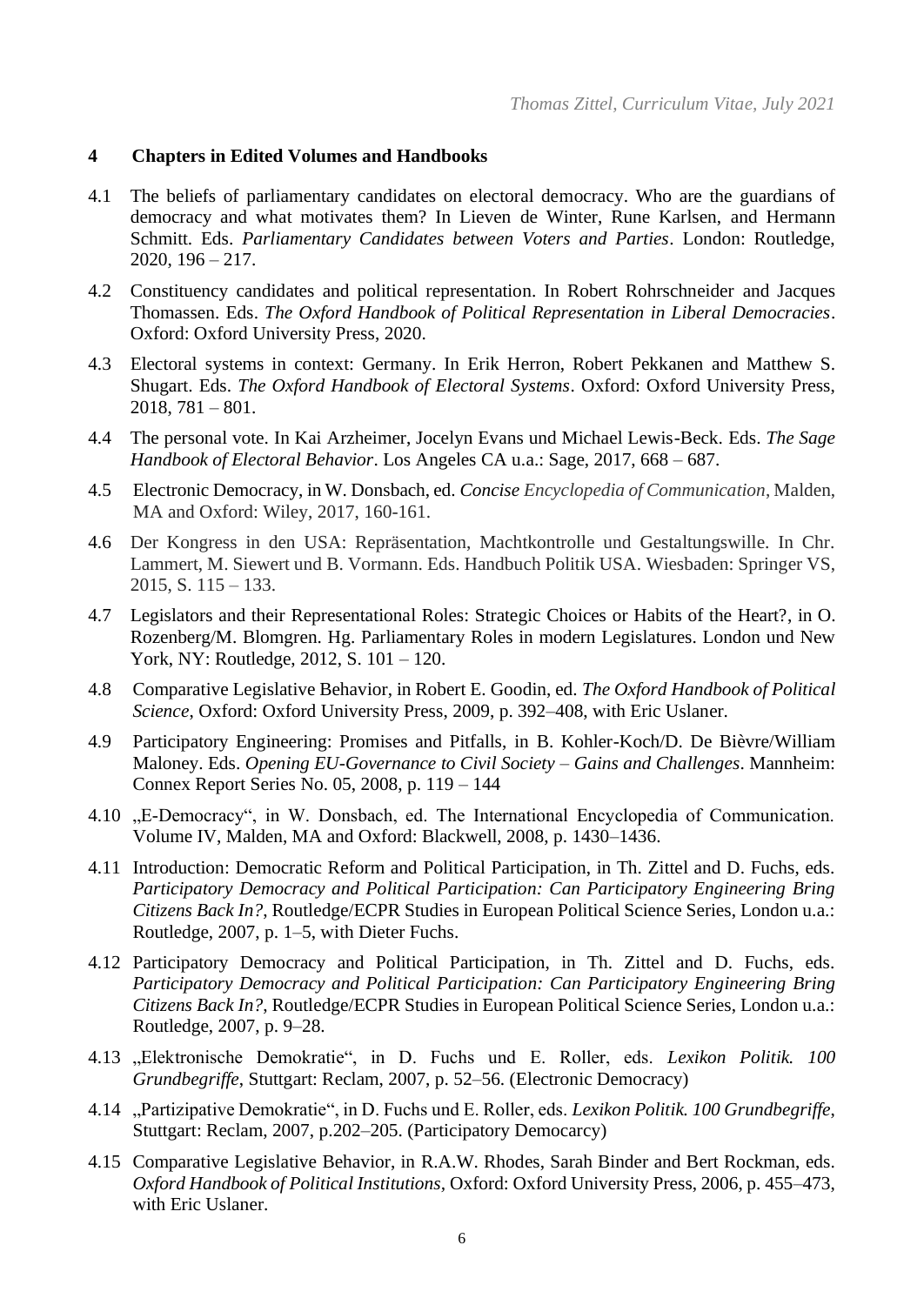## 4 Chapters in Edited Volumes and Handbooks

4.1 The beliefs of parliamentary candidates on electoral democracy. Who are the guardians of democracy and what motivates them? In Lieven de Winter, Rune Karlsen, and Hermann Schmitt. Eds. *Parliamentary Candidates between Voters and Parties*. London: Routledge, 2020, 196 – 217.

4.2 Constituency candidates and political representation. In Robert Rohrschneider and Jacques Thomassen. Eds. *The Oxford Handbook of Political Representation in Liberal Democracies*. Oxford: Oxford University Press, 2020.

4.3 Electoral systems in context: Germany. In Erik Herron, Robert Pekkanen and Matthew S. Shugart. Eds. *The Oxford Handbook of Electoral Systems*. Oxford: Oxford University Press, 2018, 781 – 801.

4.4 The personal vote. In Kai Arzheimer, Jocelyn Evans und Michael Lewis-Beck. Eds. *The Sage Handbook of Electoral Behavior*. Los Angeles CA u.a.: Sage, 2017, 668 – 687.

4.5 Electronic Democracy, in W. Donsbach, ed. *Concise Encyclopedia of Communication*, Malden, MA and Oxford: Wiley, 2017, 160-161.

4.6 Der Kongress in den USA: Repräsentation, Machtkontrolle und Gestaltungswille. In Chr. Lammert, M. Siewert und B. Vormann. Eds. Handbuch Politik USA. Wiesbaden: Springer VS, 2015, S. 115 – 133.

4.7 Legislators and their Representational Roles: Strategic Choices or Habits of the Heart?, in O. Rozenberg/M. Blomgren. Hg. Parliamentary Roles in modern Legislatures. London und New York, NY: Routledge, 2012, S. 101 – 120.

4.8 Comparative Legislative Behavior, in Robert E. Goodin, ed. *The Oxford Handbook of Political Science*, Oxford: Oxford University Press, 2009, p. 392–408, with Eric Uslaner.

4.9 Participatory Engineering: Promises and Pitfalls, in B. Kohler-Koch/D. De Bièvre/William Maloney. Eds. *Opening EU-Governance to Civil Society – Gains and Challenges*. Mannheim: Connex Report Series No. 05, 2008, p. 119 – 144

4.10 „E-Democracy", in W. Donsbach, ed. The International Encyclopedia of Communication. Volume IV, Malden, MA and Oxford: Blackwell, 2008, p. 1430–1436.

4.11 Introduction: Democratic Reform and Political Participation, in Th. Zittel and D. Fuchs, eds. *Participatory Democracy and Political Participation: Can Participatory Engineering Bring Citizens Back In?*, Routledge/ECPR Studies in European Political Science Series, London u.a.: Routledge, 2007, p. 1–5, with Dieter Fuchs.

4.12 Participatory Democracy and Political Participation, in Th. Zittel and D. Fuchs, eds. *Participatory Democracy and Political Participation: Can Participatory Engineering Bring Citizens Back In?*, Routledge/ECPR Studies in European Political Science Series, London u.a.: Routledge, 2007, p. 9–28.

4.13 „Elektronische Demokratie", in D. Fuchs und E. Roller, eds. *Lexikon Politik. 100 Grundbegriffe*, Stuttgart: Reclam, 2007, p. 52–56. (Electronic Democracy)

4.14 „Partizipative Demokratie", in D. Fuchs und E. Roller, eds. *Lexikon Politik. 100 Grundbegriffe*, Stuttgart: Reclam, 2007, p.202–205. (Participatory Democarcy)

4.15 Comparative Legislative Behavior, in R.A.W. Rhodes, Sarah Binder and Bert Rockman, eds. *Oxford Handbook of Political Institutions*, Oxford: Oxford University Press, 2006, p. 455–473, with Eric Uslaner.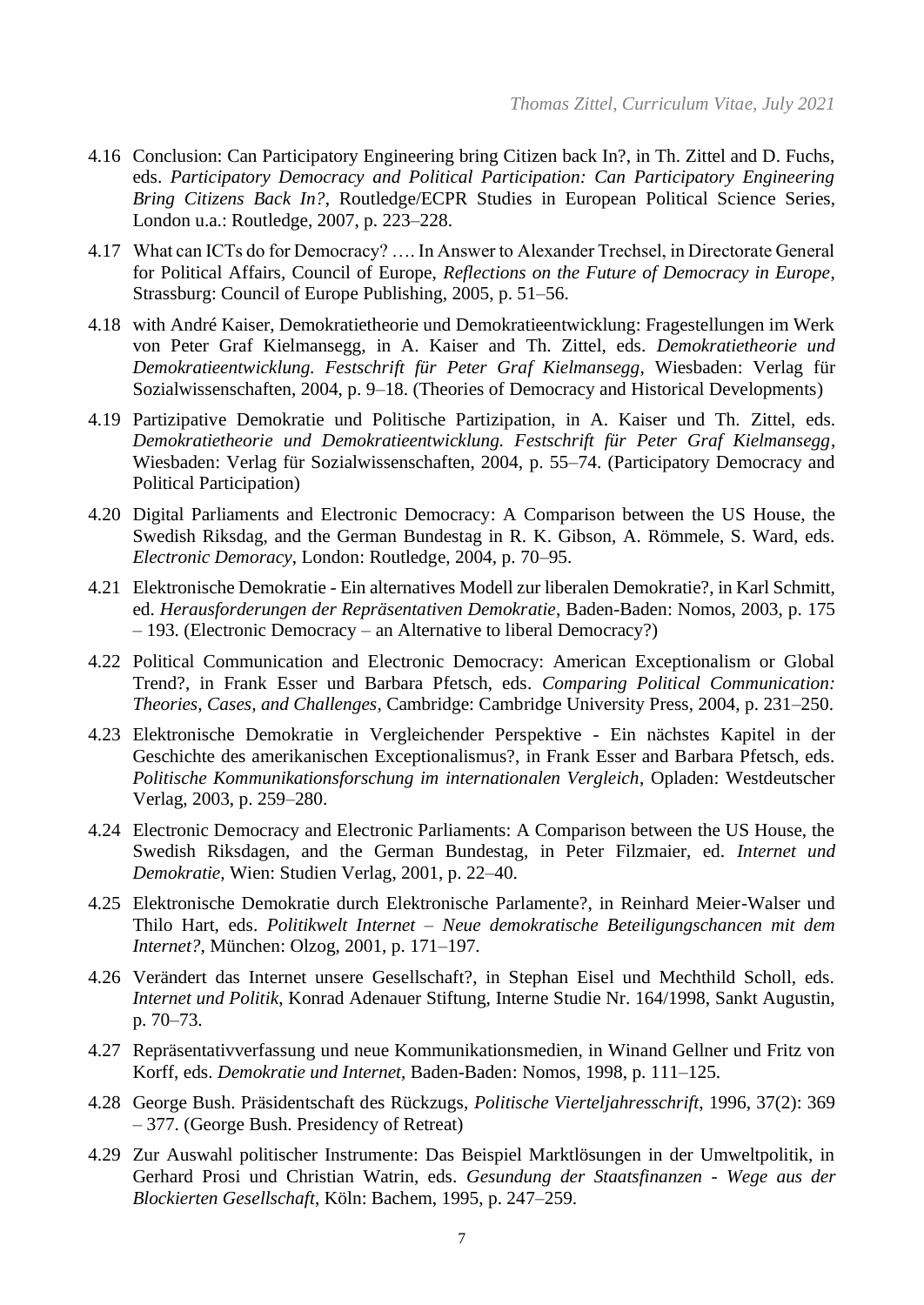4.16 Conclusion: Can Participatory Engineering bring Citizen back In?, in Th. Zittel and D. Fuchs, eds. *Participatory Democracy and Political Participation: Can Participatory Engineering Bring Citizens Back In?*, Routledge/ECPR Studies in European Political Science Series, London u.a.: Routledge, 2007, p. 223–228.

4.17 What can ICTs do for Democracy? …. In Answer to Alexander Trechsel, in Directorate General for Political Affairs, Council of Europe, *Reflections on the Future of Democracy in Europe*, Strassburg: Council of Europe Publishing, 2005, p. 51–56.

4.18 with André Kaiser, Demokratietheorie und Demokratieentwicklung: Fragestellungen im Werk von Peter Graf Kielmansegg, in A. Kaiser and Th. Zittel, eds. *Demokratietheorie und Demokratieentwicklung. Festschrift für Peter Graf Kielmansegg*, Wiesbaden: Verlag für Sozialwissenschaften, 2004, p. 9–18. (Theories of Democracy and Historical Developments)

4.19 Partizipative Demokratie und Politische Partizipation, in A. Kaiser und Th. Zittel, eds. *Demokratietheorie und Demokratieentwicklung. Festschrift für Peter Graf Kielmansegg*, Wiesbaden: Verlag für Sozialwissenschaften, 2004, p. 55–74. (Participatory Democracy and Political Participation)

4.20 Digital Parliaments and Electronic Democracy: A Comparison between the US House, the Swedish Riksdag, and the German Bundestag in R. K. Gibson, A. Römmele, S. Ward, eds. *Electronic Demoracy*, London: Routledge, 2004, p. 70–95.

4.21 Elektronische Demokratie - Ein alternatives Modell zur liberalen Demokratie?, in Karl Schmitt, ed. *Herausforderungen der Repräsentativen Demokratie*, Baden-Baden: Nomos, 2003, p. 175 – 193. (Electronic Democracy – an Alternative to liberal Democracy?)

4.22 Political Communication and Electronic Democracy: American Exceptionalism or Global Trend?, in Frank Esser und Barbara Pfetsch, eds. *Comparing Political Communication: Theories, Cases, and Challenges*, Cambridge: Cambridge University Press, 2004, p. 231–250.

4.23 Elektronische Demokratie in Vergleichender Perspektive - Ein nächstes Kapitel in der Geschichte des amerikanischen Exceptionalismus?, in Frank Esser and Barbara Pfetsch, eds. *Politische Kommunikationsforschung im internationalen Vergleich*, Opladen: Westdeutscher Verlag, 2003, p. 259–280.

4.24 Electronic Democracy and Electronic Parliaments: A Comparison between the US House, the Swedish Riksdagen, and the German Bundestag, in Peter Filzmaier, ed. *Internet und Demokratie*, Wien: Studien Verlag, 2001, p. 22–40.

4.25 Elektronische Demokratie durch Elektronische Parlamente?, in Reinhard Meier-Walser und Thilo Hart, eds. *Politikwelt Internet – Neue demokratische Beteiligungschancen mit dem Internet?*, München: Olzog, 2001, p. 171–197.

4.26 Verändert das Internet unsere Gesellschaft?, in Stephan Eisel und Mechthild Scholl, eds. *Internet und Politik*, Konrad Adenauer Stiftung, Interne Studie Nr. 164/1998, Sankt Augustin, p. 70–73.

4.27 Repräsentativverfassung und neue Kommunikationsmedien, in Winand Gellner und Fritz von Korff, eds. *Demokratie und Internet*, Baden-Baden: Nomos, 1998, p. 111–125.

4.28 George Bush. Präsidentschaft des Rückzugs, *Politische Vierteljahresschrift*, 1996, 37(2): 369 – 377. (George Bush. Presidency of Retreat)

4.29 Zur Auswahl politischer Instrumente: Das Beispiel Marktlösungen in der Umweltpolitik, in Gerhard Prosi und Christian Watrin, eds. *Gesundung der Staatsfinanzen - Wege aus der Blockierten Gesellschaft*, Köln: Bachem, 1995, p. 247–259.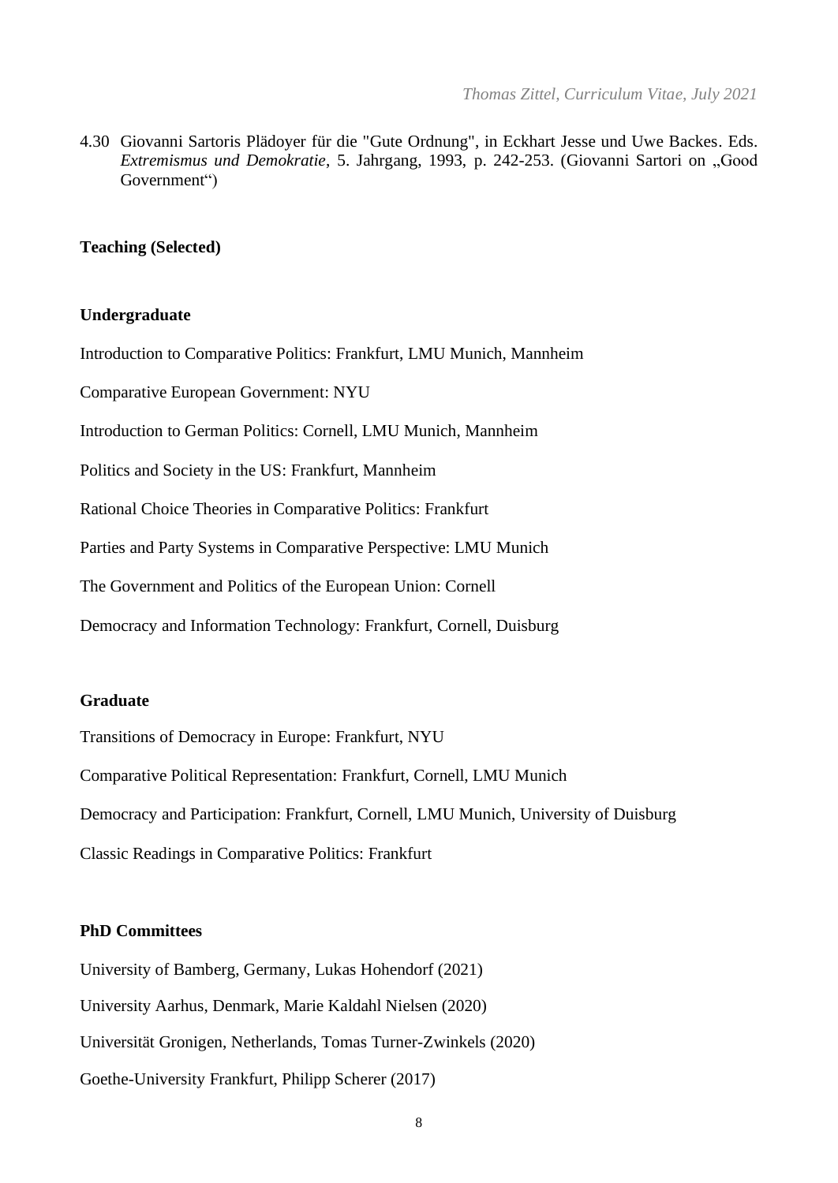4.30 Giovanni Sartoris Plädoyer für die "Gute Ordnung", in Eckhart Jesse und Uwe Backes. Eds. *Extremismus und Demokratie*, 5. Jahrgang, 1993, p. 242-253. (Giovanni Sartori on „Good Government")

**Teaching (Selected)**

**Undergraduate**

Introduction to Comparative Politics: Frankfurt, LMU Munich, Mannheim

Comparative European Government: NYU

Introduction to German Politics: Cornell, LMU Munich, Mannheim

Politics and Society in the US: Frankfurt, Mannheim

Rational Choice Theories in Comparative Politics: Frankfurt

Parties and Party Systems in Comparative Perspective: LMU Munich

The Government and Politics of the European Union: Cornell

Democracy and Information Technology: Frankfurt, Cornell, Duisburg

**Graduate**

Transitions of Democracy in Europe: Frankfurt, NYU

Comparative Political Representation: Frankfurt, Cornell, LMU Munich

Democracy and Participation: Frankfurt, Cornell, LMU Munich, University of Duisburg

Classic Readings in Comparative Politics: Frankfurt

**PhD Committees**

University of Bamberg, Germany, Lukas Hohendorf (2021)

University Aarhus, Denmark, Marie Kaldahl Nielsen (2020)

Universität Gronigen, Netherlands, Tomas Turner-Zwinkels (2020)

Goethe-University Frankfurt, Philipp Scherer (2017)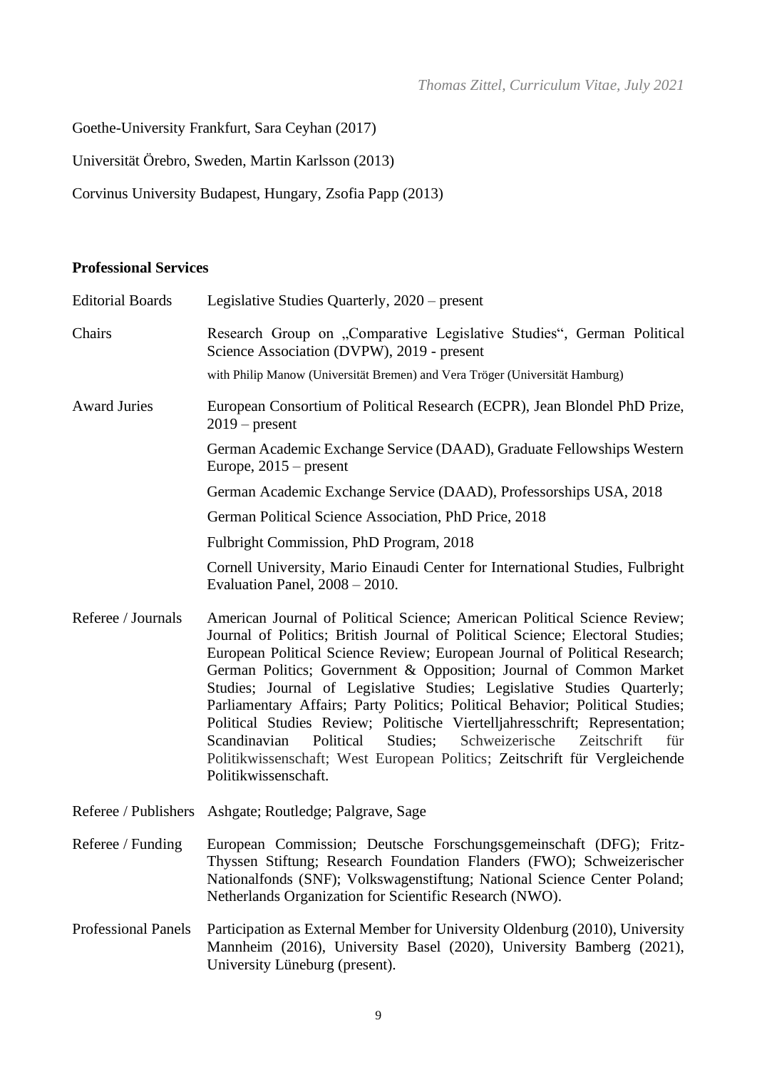Goethe-University Frankfurt, Sara Ceyhan (2017)

Universität Örebro, Sweden, Martin Karlsson (2013)

Corvinus University Budapest, Hungary, Zsofia Papp (2013)

**Professional Services**

| | |
|---|---|
| Editorial Boards | Legislative Studies Quarterly, 2020 – present |
| Chairs | Research Group on „Comparative Legislative Studies“, German Political Science Association (DVPW), 2019 - present<br>with Philip Manow (Universität Bremen) and Vera Tröger (Universität Hamburg) |
| Award Juries | European Consortium of Political Research (ECPR), Jean Blondel PhD Prize, 2019 – present |
| | German Academic Exchange Service (DAAD), Graduate Fellowships Western Europe, 2015 – present |
| | German Academic Exchange Service (DAAD), Professorships USA, 2018 |
| | German Political Science Association, PhD Price, 2018 |
| | Fulbright Commission, PhD Program, 2018 |
| | Cornell University, Mario Einaudi Center for International Studies, Fulbright Evaluation Panel, 2008 – 2010. |
| Referee / Journals | American Journal of Political Science; American Political Science Review; Journal of Politics; British Journal of Political Science; Electoral Studies; European Political Science Review; European Journal of Political Research; German Politics; Government & Opposition; Journal of Common Market Studies; Journal of Legislative Studies; Legislative Studies Quarterly; Parliamentary Affairs; Party Politics; Political Behavior; Political Studies; Political Studies Review; Politische Viertelljahresschrift; Representation; Scandinavian Political Studies; Schweizerische Zeitschrift für Politikwissenschaft; West European Politics; Zeitschrift für Vergleichende Politikwissenschaft. |
| Referee / Publishers | Ashgate; Routledge; Palgrave, Sage |
| Referee / Funding | European Commission; Deutsche Forschungsgemeinschaft (DFG); Fritz-Thyssen Stiftung; Research Foundation Flanders (FWO); Schweizerischer Nationalfonds (SNF); Volkswagenstiftung; National Science Center Poland; Netherlands Organization for Scientific Research (NWO). |
| Professional Panels | Participation as External Member for University Oldenburg (2010), University Mannheim (2016), University Basel (2020), University Bamberg (2021), University Lüneburg (present). |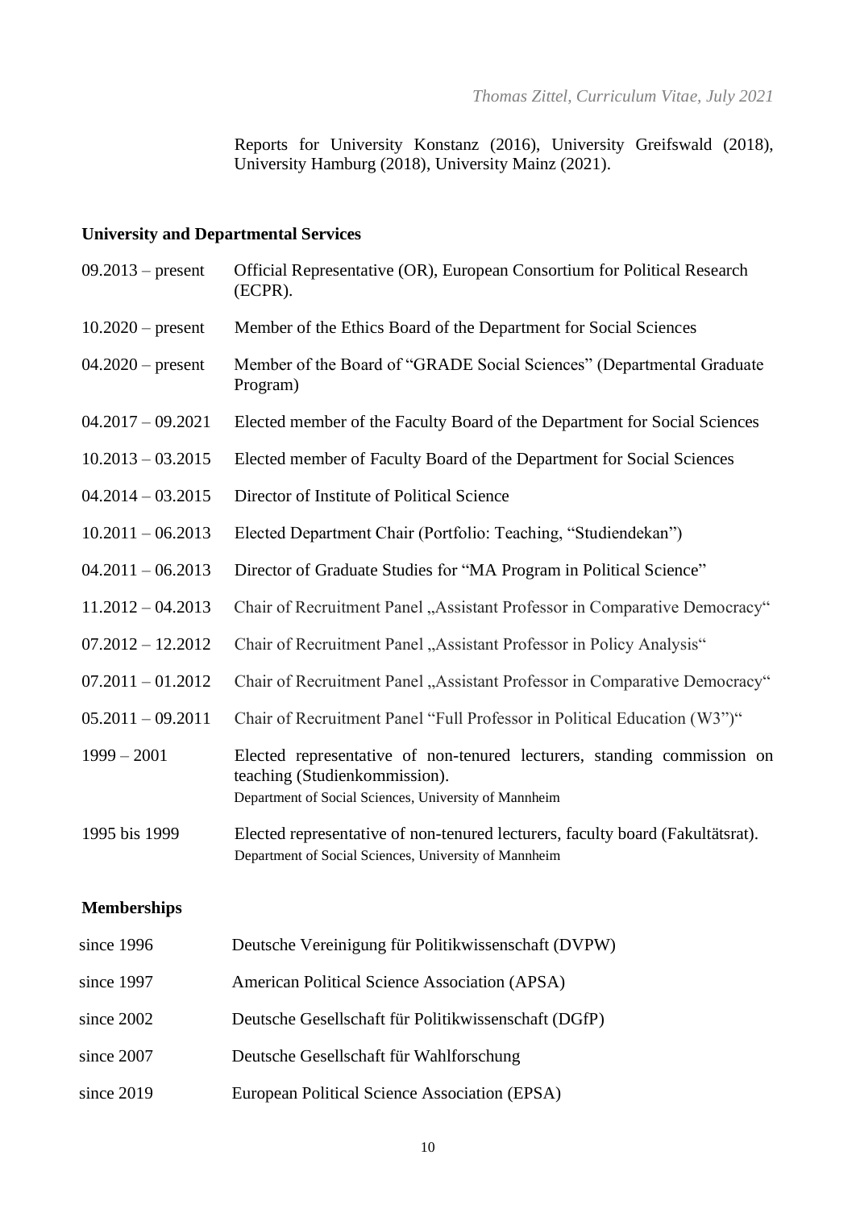Reports for University Konstanz (2016), University Greifswald (2018), University Hamburg (2018), University Mainz (2021).

## University and Departmental Services

| | |
|---|---|
| 09.2013 – present | Official Representative (OR), European Consortium for Political Research (ECPR). |
| 10.2020 – present | Member of the Ethics Board of the Department for Social Sciences |
| 04.2020 – present | Member of the Board of "GRADE Social Sciences" (Departmental Graduate Program) |
| 04.2017 – 09.2021 | Elected member of the Faculty Board of the Department for Social Sciences |
| 10.2013 – 03.2015 | Elected member of Faculty Board of the Department for Social Sciences |
| 04.2014 – 03.2015 | Director of Institute of Political Science |
| 10.2011 – 06.2013 | Elected Department Chair (Portfolio: Teaching, "Studiendekan") |
| 04.2011 – 06.2013 | Director of Graduate Studies for "MA Program in Political Science" |
| 11.2012 – 04.2013 | Chair of Recruitment Panel „Assistant Professor in Comparative Democracy" |
| 07.2012 – 12.2012 | Chair of Recruitment Panel „Assistant Professor in Policy Analysis" |
| 07.2011 – 01.2012 | Chair of Recruitment Panel „Assistant Professor in Comparative Democracy" |
| 05.2011 – 09.2011 | Chair of Recruitment Panel "Full Professor in Political Education (W3")" |
| 1999 – 2001 | Elected representative of non-tenured lecturers, standing commission on teaching (Studienkommission). Department of Social Sciences, University of Mannheim |
| 1995 bis 1999 | Elected representative of non-tenured lecturers, faculty board (Fakultätsrat). Department of Social Sciences, University of Mannheim |

## Memberships

| | |
|---|---|
| since 1996 | Deutsche Vereinigung für Politikwissenschaft (DVPW) |
| since 1997 | American Political Science Association (APSA) |
| since 2002 | Deutsche Gesellschaft für Politikwissenschaft (DGfP) |
| since 2007 | Deutsche Gesellschaft für Wahlforschung |
| since 2019 | European Political Science Association (EPSA) |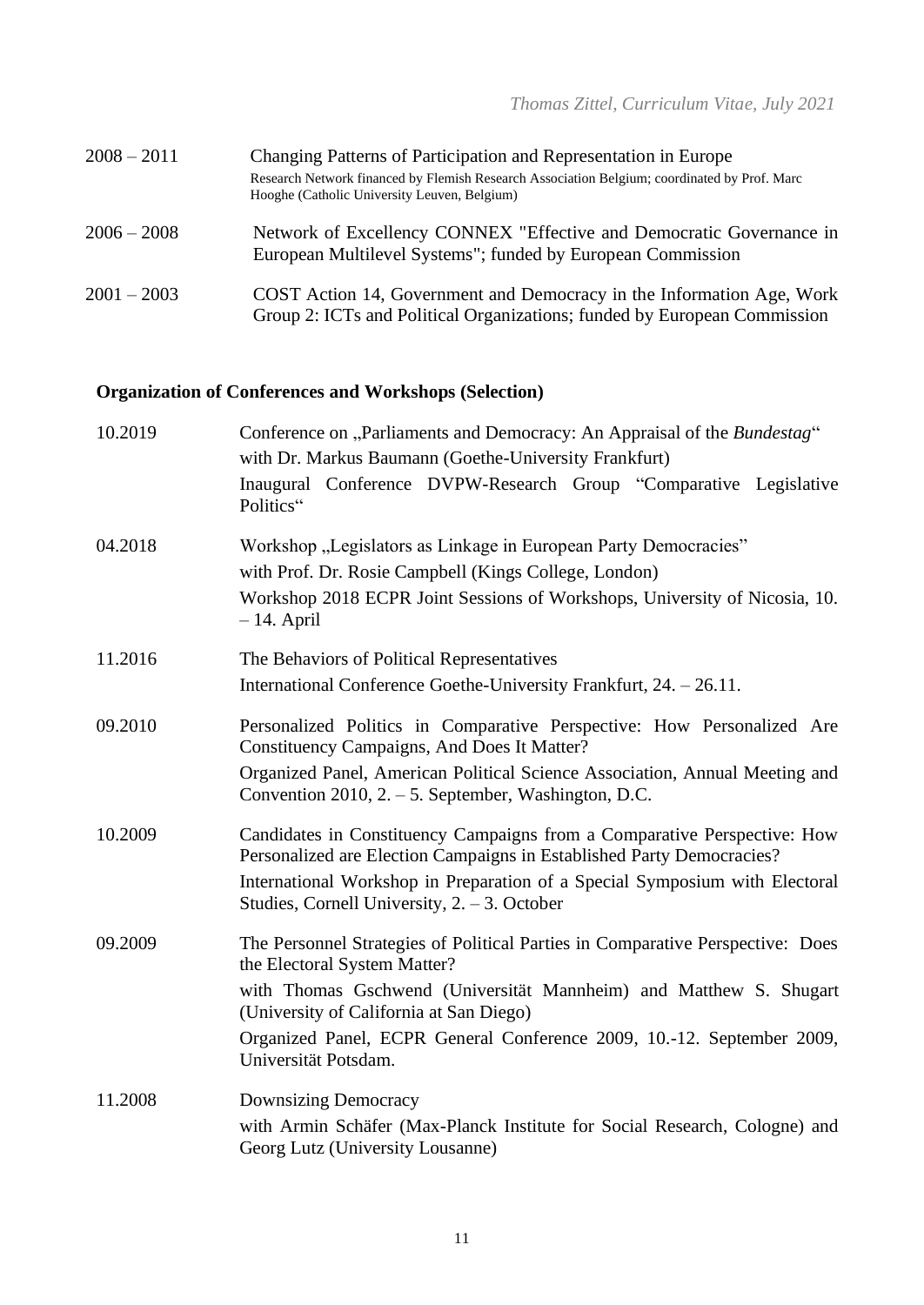2008 – 2011 Changing Patterns of Participation and Representation in Europe
Research Network financed by Flemish Research Association Belgium; coordinated by Prof. Marc Hooghe (Catholic University Leuven, Belgium)

2006 – 2008 Network of Excellency CONNEX "Effective and Democratic Governance in European Multilevel Systems"; funded by European Commission

2001 – 2003 COST Action 14, Government and Democracy in the Information Age, Work Group 2: ICTs and Political Organizations; funded by European Commission

**Organization of Conferences and Workshops (Selection)**

10.2019 Conference on „Parliaments and Democracy: An Appraisal of the *Bundestag*“ with Dr. Markus Baumann (Goethe-University Frankfurt)
Inaugural Conference DVPW-Research Group “Comparative Legislative Politics“

04.2018 Workshop „Legislators as Linkage in European Party Democracies”
with Prof. Dr. Rosie Campbell (Kings College, London)
Workshop 2018 ECPR Joint Sessions of Workshops, University of Nicosia, 10. – 14. April

11.2016 The Behaviors of Political Representatives
International Conference Goethe-University Frankfurt, 24. – 26.11.

09.2010 Personalized Politics in Comparative Perspective: How Personalized Are Constituency Campaigns, And Does It Matter?
Organized Panel, American Political Science Association, Annual Meeting and Convention 2010, 2. – 5. September, Washington, D.C.

10.2009 Candidates in Constituency Campaigns from a Comparative Perspective: How Personalized are Election Campaigns in Established Party Democracies?
International Workshop in Preparation of a Special Symposium with Electoral Studies, Cornell University, 2. – 3. October

09.2009 The Personnel Strategies of Political Parties in Comparative Perspective: Does the Electoral System Matter?
with Thomas Gschwend (Universität Mannheim) and Matthew S. Shugart (University of California at San Diego)
Organized Panel, ECPR General Conference 2009, 10.-12. September 2009, Universität Potsdam.

11.2008 Downsizing Democracy
with Armin Schäfer (Max-Planck Institute for Social Research, Cologne) and Georg Lutz (University Lousanne)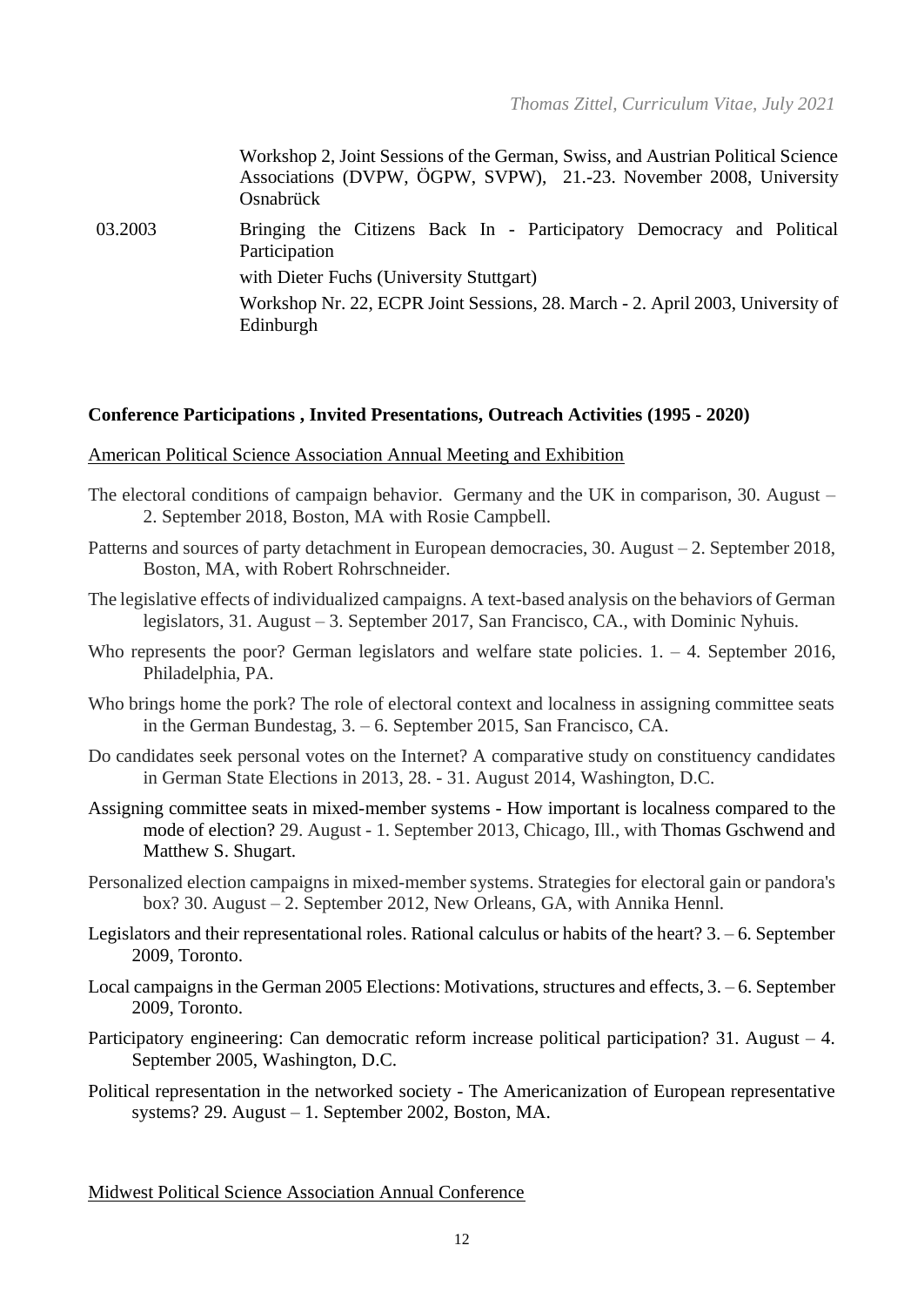Workshop 2, Joint Sessions of the German, Swiss, and Austrian Political Science Associations (DVPW, ÖGPW, SVPW), 21.-23. November 2008, University Osnabrück

03.2003 Bringing the Citizens Back In - Participatory Democracy and Political Participation

with Dieter Fuchs (University Stuttgart)

Workshop Nr. 22, ECPR Joint Sessions, 28. March - 2. April 2003, University of Edinburgh

**Conference Participations , Invited Presentations, Outreach Activities (1995 - 2020)**

American Political Science Association Annual Meeting and Exhibition

The electoral conditions of campaign behavior. Germany and the UK in comparison, 30. August – 2. September 2018, Boston, MA with Rosie Campbell.

Patterns and sources of party detachment in European democracies, 30. August – 2. September 2018, Boston, MA, with Robert Rohrschneider.

The legislative effects of individualized campaigns. A text-based analysis on the behaviors of German legislators, 31. August – 3. September 2017, San Francisco, CA., with Dominic Nyhuis.

Who represents the poor? German legislators and welfare state policies. 1. – 4. September 2016, Philadelphia, PA.

Who brings home the pork? The role of electoral context and localness in assigning committee seats in the German Bundestag, 3. – 6. September 2015, San Francisco, CA.

Do candidates seek personal votes on the Internet? A comparative study on constituency candidates in German State Elections in 2013, 28. - 31. August 2014, Washington, D.C.

Assigning committee seats in mixed-member systems - How important is localness compared to the mode of election? 29. August - 1. September 2013, Chicago, Ill., with Thomas Gschwend and Matthew S. Shugart.

Personalized election campaigns in mixed-member systems. Strategies for electoral gain or pandora's box? 30. August – 2. September 2012, New Orleans, GA, with Annika Hennl.

Legislators and their representational roles. Rational calculus or habits of the heart? 3. – 6. September 2009, Toronto.

Local campaigns in the German 2005 Elections: Motivations, structures and effects, 3. – 6. September 2009, Toronto.

Participatory engineering: Can democratic reform increase political participation? 31. August – 4. September 2005, Washington, D.C.

Political representation in the networked society - The Americanization of European representative systems? 29. August – 1. September 2002, Boston, MA.

Midwest Political Science Association Annual Conference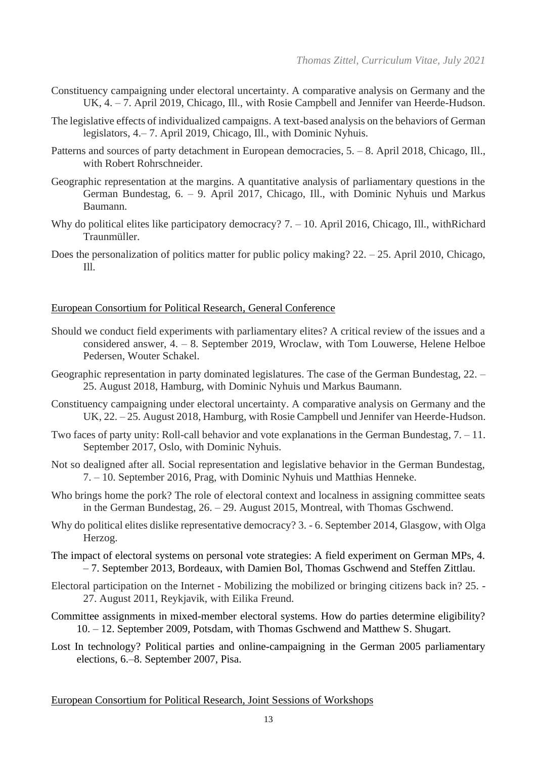Constituency campaigning under electoral uncertainty. A comparative analysis on Germany and the UK, 4. – 7. April 2019, Chicago, Ill., with Rosie Campbell and Jennifer van Heerde-Hudson.

The legislative effects of individualized campaigns. A text-based analysis on the behaviors of German legislators, 4.– 7. April 2019, Chicago, Ill., with Dominic Nyhuis.

Patterns and sources of party detachment in European democracies, 5. – 8. April 2018, Chicago, Ill., with Robert Rohrschneider.

Geographic representation at the margins. A quantitative analysis of parliamentary questions in the German Bundestag, 6. – 9. April 2017, Chicago, Ill., with Dominic Nyhuis und Markus Baumann.

Why do political elites like participatory democracy? 7. – 10. April 2016, Chicago, Ill., withRichard Traunmüller.

Does the personalization of politics matter for public policy making? 22. – 25. April 2010, Chicago, Ill.

European Consortium for Political Research, General Conference

Should we conduct field experiments with parliamentary elites? A critical review of the issues and a considered answer, 4. – 8. September 2019, Wroclaw, with Tom Louwerse, Helene Helboe Pedersen, Wouter Schakel.

Geographic representation in party dominated legislatures. The case of the German Bundestag, 22. – 25. August 2018, Hamburg, with Dominic Nyhuis und Markus Baumann.

Constituency campaigning under electoral uncertainty. A comparative analysis on Germany and the UK, 22. – 25. August 2018, Hamburg, with Rosie Campbell und Jennifer van Heerde-Hudson.

Two faces of party unity: Roll-call behavior and vote explanations in the German Bundestag, 7. – 11. September 2017, Oslo, with Dominic Nyhuis.

Not so dealigned after all. Social representation and legislative behavior in the German Bundestag, 7. – 10. September 2016, Prag, with Dominic Nyhuis und Matthias Henneke.

Who brings home the pork? The role of electoral context and localness in assigning committee seats in the German Bundestag, 26. – 29. August 2015, Montreal, with Thomas Gschwend.

Why do political elites dislike representative democracy? 3. - 6. September 2014, Glasgow, with Olga Herzog.

The impact of electoral systems on personal vote strategies: A field experiment on German MPs, 4. – 7. September 2013, Bordeaux, with Damien Bol, Thomas Gschwend and Steffen Zittlau.

Electoral participation on the Internet - Mobilizing the mobilized or bringing citizens back in? 25. - 27. August 2011, Reykjavik, with Eilika Freund.

Committee assignments in mixed-member electoral systems. How do parties determine eligibility? 10. – 12. September 2009, Potsdam, with Thomas Gschwend and Matthew S. Shugart.

Lost In technology? Political parties and online-campaigning in the German 2005 parliamentary elections, 6.–8. September 2007, Pisa.

European Consortium for Political Research, Joint Sessions of Workshops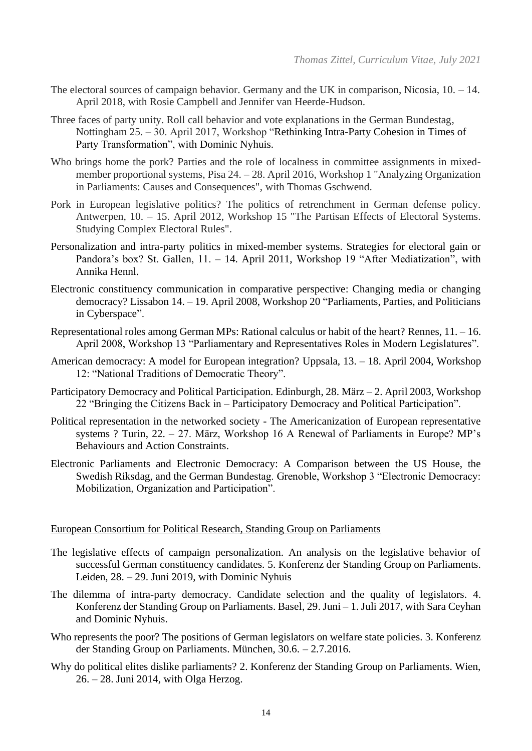The electoral sources of campaign behavior. Germany and the UK in comparison, Nicosia, 10. – 14. April 2018, with Rosie Campbell and Jennifer van Heerde-Hudson.

Three faces of party unity. Roll call behavior and vote explanations in the German Bundestag, Nottingham 25. – 30. April 2017, Workshop "Rethinking Intra-Party Cohesion in Times of Party Transformation", with Dominic Nyhuis.

Who brings home the pork? Parties and the role of localness in committee assignments in mixed-member proportional systems, Pisa 24. – 28. April 2016, Workshop 1 "Analyzing Organization in Parliaments: Causes and Consequences", with Thomas Gschwend.

Pork in European legislative politics? The politics of retrenchment in German defense policy. Antwerpen, 10. – 15. April 2012, Workshop 15 "The Partisan Effects of Electoral Systems. Studying Complex Electoral Rules".

Personalization and intra-party politics in mixed-member systems. Strategies for electoral gain or Pandora's box? St. Gallen, 11. – 14. April 2011, Workshop 19 "After Mediatization", with Annika Hennl.

Electronic constituency communication in comparative perspective: Changing media or changing democracy? Lissabon 14. – 19. April 2008, Workshop 20 "Parliaments, Parties, and Politicians in Cyberspace".

Representational roles among German MPs: Rational calculus or habit of the heart? Rennes, 11. – 16. April 2008, Workshop 13 "Parliamentary and Representatives Roles in Modern Legislatures".

American democracy: A model for European integration? Uppsala, 13. – 18. April 2004, Workshop 12: "National Traditions of Democratic Theory".

Participatory Democracy and Political Participation. Edinburgh, 28. März – 2. April 2003, Workshop 22 "Bringing the Citizens Back in – Participatory Democracy and Political Participation".

Political representation in the networked society - The Americanization of European representative systems ? Turin, 22. – 27. März, Workshop 16 A Renewal of Parliaments in Europe? MP's Behaviours and Action Constraints.

Electronic Parliaments and Electronic Democracy: A Comparison between the US House, the Swedish Riksdag, and the German Bundestag. Grenoble, Workshop 3 "Electronic Democracy: Mobilization, Organization and Participation".

<u>European Consortium for Political Research, Standing Group on Parliaments</u>

The legislative effects of campaign personalization. An analysis on the legislative behavior of successful German constituency candidates. 5. Konferenz der Standing Group on Parliaments. Leiden, 28. – 29. Juni 2019, with Dominic Nyhuis

The dilemma of intra-party democracy. Candidate selection and the quality of legislators. 4. Konferenz der Standing Group on Parliaments. Basel, 29. Juni – 1. Juli 2017, with Sara Ceyhan and Dominic Nyhuis.

Who represents the poor? The positions of German legislators on welfare state policies. 3. Konferenz der Standing Group on Parliaments. München, 30.6. – 2.7.2016.

Why do political elites dislike parliaments? 2. Konferenz der Standing Group on Parliaments. Wien, 26. – 28. Juni 2014, with Olga Herzog.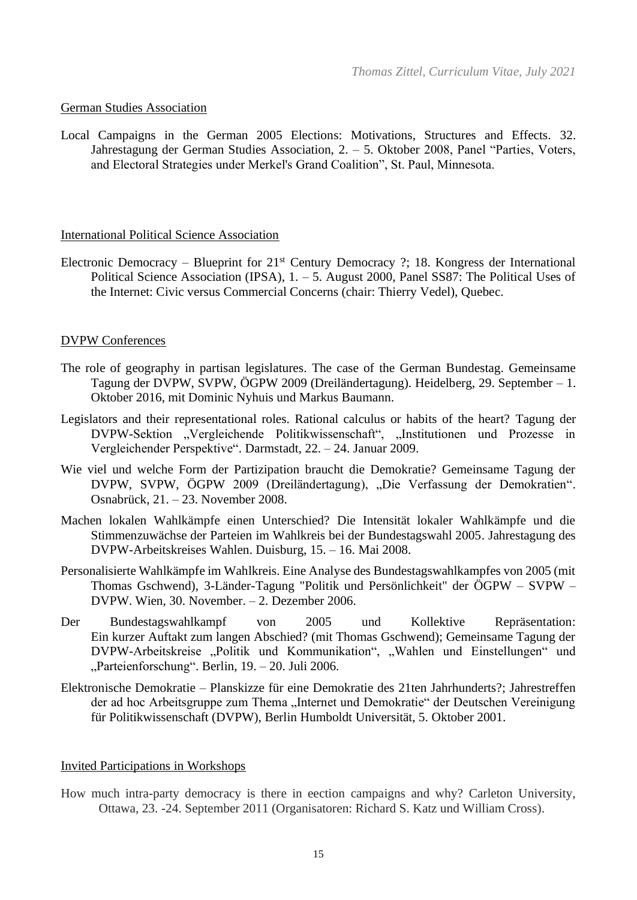## German Studies Association

Local Campaigns in the German 2005 Elections: Motivations, Structures and Effects. 32. Jahrestagung der German Studies Association, 2. – 5. Oktober 2008, Panel "Parties, Voters, and Electoral Strategies under Merkel's Grand Coalition", St. Paul, Minnesota.

## International Political Science Association

Electronic Democracy – Blueprint for 21st Century Democracy ?; 18. Kongress der International Political Science Association (IPSA), 1. – 5. August 2000, Panel SS87: The Political Uses of the Internet: Civic versus Commercial Concerns (chair: Thierry Vedel), Quebec.

## DVPW Conferences

The role of geography in partisan legislatures. The case of the German Bundestag. Gemeinsame Tagung der DVPW, SVPW, ÖGPW 2009 (Dreiländertagung). Heidelberg, 29. September – 1. Oktober 2016, mit Dominic Nyhuis und Markus Baumann.

Legislators and their representational roles. Rational calculus or habits of the heart? Tagung der DVPW-Sektion „Vergleichende Politikwissenschaft", „Institutionen und Prozesse in Vergleichender Perspektive". Darmstadt, 22. – 24. Januar 2009.

Wie viel und welche Form der Partizipation braucht die Demokratie? Gemeinsame Tagung der DVPW, SVPW, ÖGPW 2009 (Dreiländertagung), „Die Verfassung der Demokratien". Osnabrück, 21. – 23. November 2008.

Machen lokalen Wahlkämpfe einen Unterschied? Die Intensität lokaler Wahlkämpfe und die Stimmenzuwächse der Parteien im Wahlkreis bei der Bundestagswahl 2005. Jahrestagung des DVPW-Arbeitskreises Wahlen. Duisburg, 15. – 16. Mai 2008.

Personalisierte Wahlkämpfe im Wahlkreis. Eine Analyse des Bundestagswahlkampfes von 2005 (mit Thomas Gschwend), 3-Länder-Tagung "Politik und Persönlichkeit" der ÖGPW – SVPW – DVPW. Wien, 30. November. – 2. Dezember 2006.

Der Bundestagswahlkampf von 2005 und Kollektive Repräsentation: Ein kurzer Auftakt zum langen Abschied? (mit Thomas Gschwend); Gemeinsame Tagung der DVPW-Arbeitskreise „Politik und Kommunikation", „Wahlen und Einstellungen" und „Parteienforschung". Berlin, 19. – 20. Juli 2006.

Elektronische Demokratie – Planskizze für eine Demokratie des 21ten Jahrhunderts?; Jahrestreffen der ad hoc Arbeitsgruppe zum Thema „Internet und Demokratie" der Deutschen Vereinigung für Politikwissenschaft (DVPW), Berlin Humboldt Universität, 5. Oktober 2001.

## Invited Participations in Workshops

How much intra-party democracy is there in eection campaigns and why? Carleton University, Ottawa, 23. -24. September 2011 (Organisatoren: Richard S. Katz und William Cross).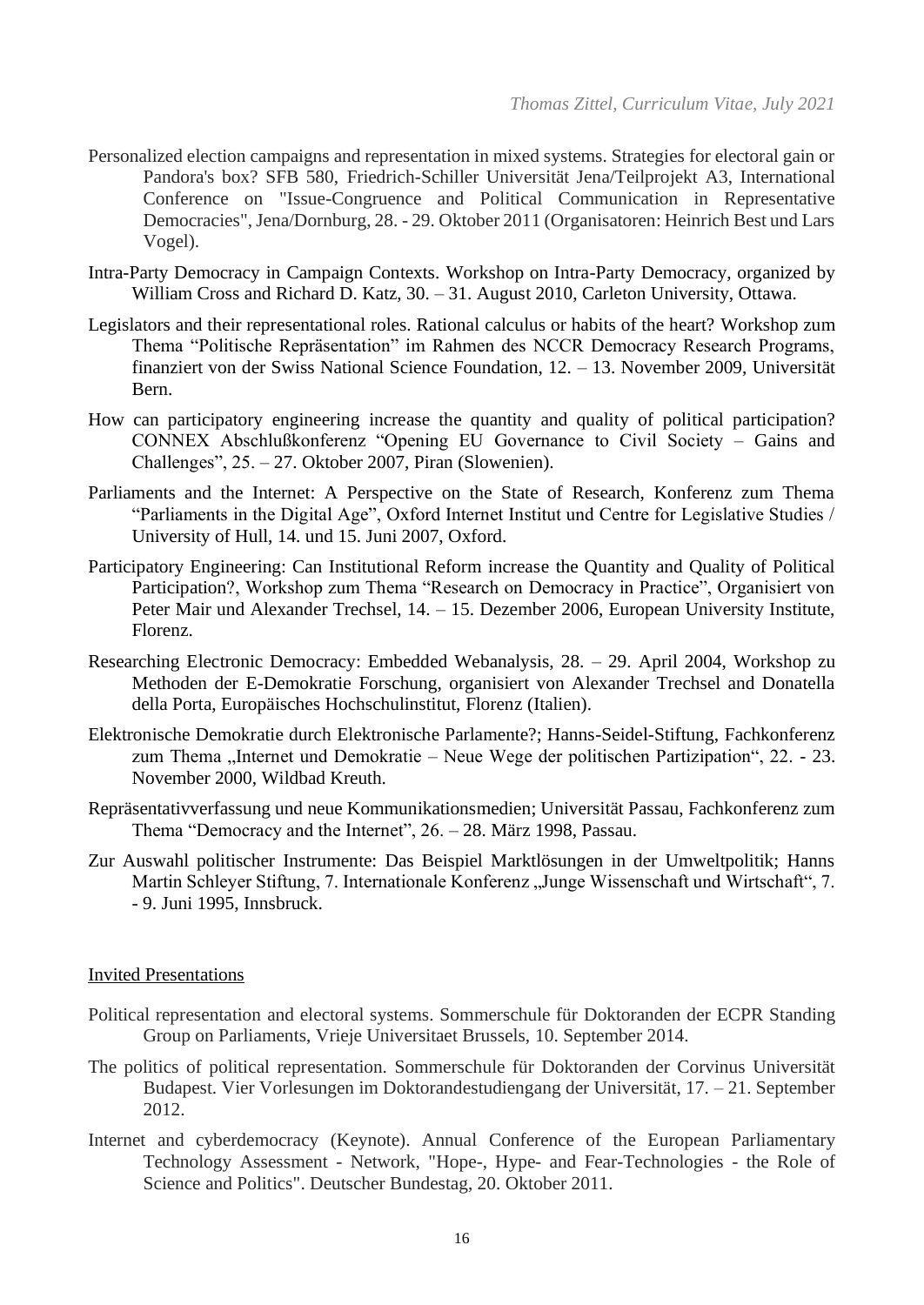Personalized election campaigns and representation in mixed systems. Strategies for electoral gain or Pandora's box? SFB 580, Friedrich-Schiller Universität Jena/Teilprojekt A3, International Conference on "Issue-Congruence and Political Communication in Representative Democracies", Jena/Dornburg, 28. - 29. Oktober 2011 (Organisatoren: Heinrich Best und Lars Vogel).

Intra-Party Democracy in Campaign Contexts. Workshop on Intra-Party Democracy, organized by William Cross and Richard D. Katz, 30. – 31. August 2010, Carleton University, Ottawa.

Legislators and their representational roles. Rational calculus or habits of the heart? Workshop zum Thema "Politische Repräsentation" im Rahmen des NCCR Democracy Research Programs, finanziert von der Swiss National Science Foundation, 12. – 13. November 2009, Universität Bern.

How can participatory engineering increase the quantity and quality of political participation? CONNEX Abschlußkonferenz "Opening EU Governance to Civil Society – Gains and Challenges", 25. – 27. Oktober 2007, Piran (Slowenien).

Parliaments and the Internet: A Perspective on the State of Research, Konferenz zum Thema "Parliaments in the Digital Age", Oxford Internet Institut und Centre for Legislative Studies / University of Hull, 14. und 15. Juni 2007, Oxford.

Participatory Engineering: Can Institutional Reform increase the Quantity and Quality of Political Participation?, Workshop zum Thema "Research on Democracy in Practice", Organisiert von Peter Mair und Alexander Trechsel, 14. – 15. Dezember 2006, European University Institute, Florenz.

Researching Electronic Democracy: Embedded Webanalysis, 28. – 29. April 2004, Workshop zu Methoden der E-Demokratie Forschung, organisiert von Alexander Trechsel and Donatella della Porta, Europäisches Hochschulinstitut, Florenz (Italien).

Elektronische Demokratie durch Elektronische Parlamente?; Hanns-Seidel-Stiftung, Fachkonferenz zum Thema „Internet und Demokratie – Neue Wege der politischen Partizipation", 22. - 23. November 2000, Wildbad Kreuth.

Repräsentativverfassung und neue Kommunikationsmedien; Universität Passau, Fachkonferenz zum Thema "Democracy and the Internet", 26. – 28. März 1998, Passau.

Zur Auswahl politischer Instrumente: Das Beispiel Marktlösungen in der Umweltpolitik; Hanns Martin Schleyer Stiftung, 7. Internationale Konferenz „Junge Wissenschaft und Wirtschaft", 7. - 9. Juni 1995, Innsbruck.

## Invited Presentations

Political representation and electoral systems. Sommerschule für Doktoranden der ECPR Standing Group on Parliaments, Vrieje Universitaet Brussels, 10. September 2014.

The politics of political representation. Sommerschule für Doktoranden der Corvinus Universität Budapest. Vier Vorlesungen im Doktorandestudiengang der Universität, 17. – 21. September 2012.

Internet and cyberdemocracy (Keynote). Annual Conference of the European Parliamentary Technology Assessment - Network, "Hope-, Hype- and Fear-Technologies - the Role of Science and Politics". Deutscher Bundestag, 20. Oktober 2011.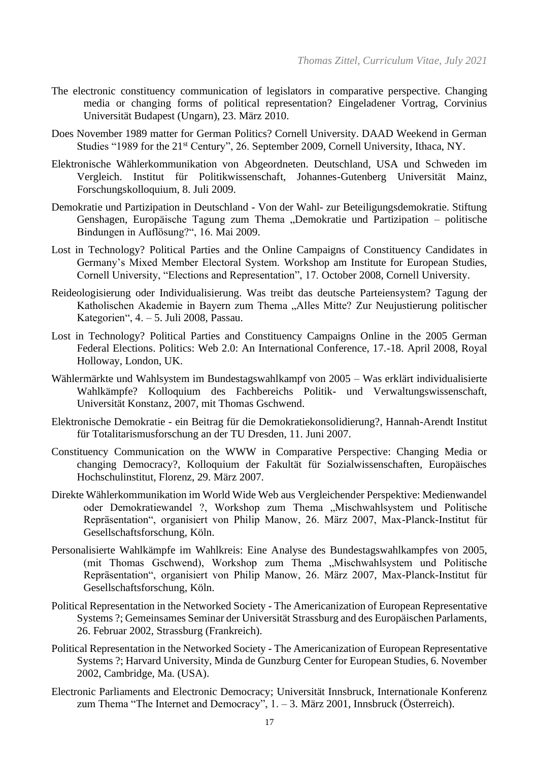The electronic constituency communication of legislators in comparative perspective. Changing media or changing forms of political representation? Eingeladener Vortrag, Corvinius Universität Budapest (Ungarn), 23. März 2010.

Does November 1989 matter for German Politics? Cornell University. DAAD Weekend in German Studies "1989 for the 21st Century", 26. September 2009, Cornell University, Ithaca, NY.

Elektronische Wählerkommunikation von Abgeordneten. Deutschland, USA und Schweden im Vergleich. Institut für Politikwissenschaft, Johannes-Gutenberg Universität Mainz, Forschungskolloquium, 8. Juli 2009.

Demokratie und Partizipation in Deutschland - Von der Wahl- zur Beteiligungsdemokratie. Stiftung Genshagen, Europäische Tagung zum Thema „Demokratie und Partizipation – politische Bindungen in Auflösung?", 16. Mai 2009.

Lost in Technology? Political Parties and the Online Campaigns of Constituency Candidates in Germany's Mixed Member Electoral System. Workshop am Institute for European Studies, Cornell University, "Elections and Representation", 17. October 2008, Cornell University.

Reideologisierung oder Individualisierung. Was treibt das deutsche Parteiensystem? Tagung der Katholischen Akademie in Bayern zum Thema „Alles Mitte? Zur Neujustierung politischer Kategorien", 4. – 5. Juli 2008, Passau.

Lost in Technology? Political Parties and Constituency Campaigns Online in the 2005 German Federal Elections. Politics: Web 2.0: An International Conference, 17.-18. April 2008, Royal Holloway, London, UK.

Wählermärkte und Wahlsystem im Bundestagswahlkampf von 2005 – Was erklärt individualisierte Wahlkämpfe? Kolloquium des Fachbereichs Politik- und Verwaltungswissenschaft, Universität Konstanz, 2007, mit Thomas Gschwend.

Elektronische Demokratie - ein Beitrag für die Demokratiekonsolidierung?, Hannah-Arendt Institut für Totalitarismusforschung an der TU Dresden, 11. Juni 2007.

Constituency Communication on the WWW in Comparative Perspective: Changing Media or changing Democracy?, Kolloquium der Fakultät für Sozialwissenschaften, Europäisches Hochschulinstitut, Florenz, 29. März 2007.

Direkte Wählerkommunikation im World Wide Web aus Vergleichender Perspektive: Medienwandel oder Demokratiewandel ?, Workshop zum Thema „Mischwahlsystem und Politische Repräsentation", organisiert von Philip Manow, 26. März 2007, Max-Planck-Institut für Gesellschaftsforschung, Köln.

Personalisierte Wahlkämpfe im Wahlkreis: Eine Analyse des Bundestagswahlkampfes von 2005, (mit Thomas Gschwend), Workshop zum Thema „Mischwahlsystem und Politische Repräsentation", organisiert von Philip Manow, 26. März 2007, Max-Planck-Institut für Gesellschaftsforschung, Köln.

Political Representation in the Networked Society - The Americanization of European Representative Systems ?; Gemeinsames Seminar der Universität Strassburg and des Europäischen Parlaments, 26. Februar 2002, Strassburg (Frankreich).

Political Representation in the Networked Society - The Americanization of European Representative Systems ?; Harvard University, Minda de Gunzburg Center for European Studies, 6. November 2002, Cambridge, Ma. (USA).

Electronic Parliaments and Electronic Democracy; Universität Innsbruck, Internationale Konferenz zum Thema "The Internet and Democracy", 1. – 3. März 2001, Innsbruck (Österreich).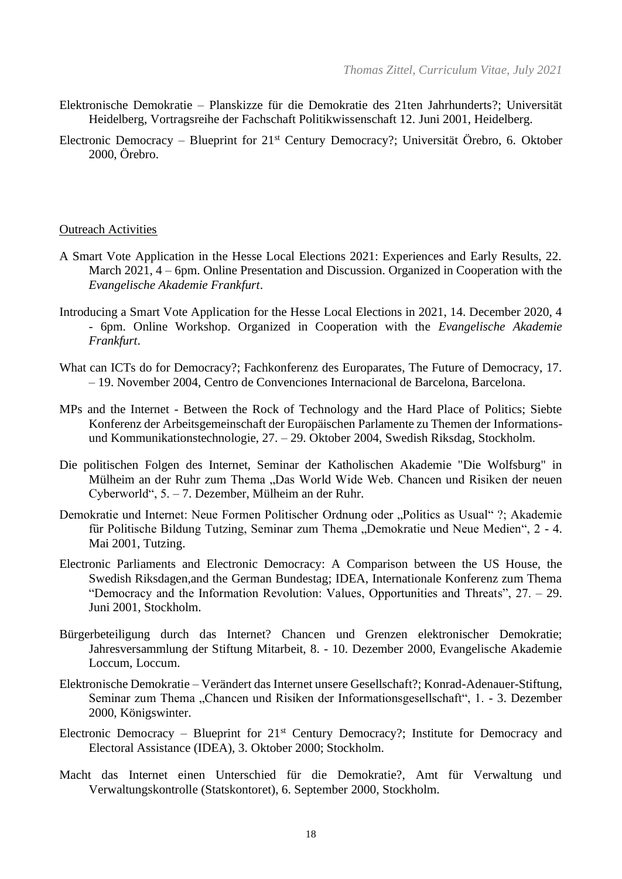Elektronische Demokratie – Planskizze für die Demokratie des 21ten Jahrhunderts?; Universität Heidelberg, Vortragsreihe der Fachschaft Politikwissenschaft 12. Juni 2001, Heidelberg.

Electronic Democracy – Blueprint for 21st Century Democracy?; Universität Örebro, 6. Oktober 2000, Örebro.

## Outreach Activities

A Smart Vote Application in the Hesse Local Elections 2021: Experiences and Early Results, 22. March 2021, 4 – 6pm. Online Presentation and Discussion. Organized in Cooperation with the *Evangelische Akademie Frankfurt*.

Introducing a Smart Vote Application for the Hesse Local Elections in 2021, 14. December 2020, 4 - 6pm. Online Workshop. Organized in Cooperation with the *Evangelische Akademie Frankfurt*.

What can ICTs do for Democracy?; Fachkonferenz des Europarates, The Future of Democracy, 17. – 19. November 2004, Centro de Convenciones Internacional de Barcelona, Barcelona.

MPs and the Internet - Between the Rock of Technology and the Hard Place of Politics; Siebte Konferenz der Arbeitsgemeinschaft der Europäischen Parlamente zu Themen der Informations- und Kommunikationstechnologie, 27. – 29. Oktober 2004, Swedish Riksdag, Stockholm.

Die politischen Folgen des Internet, Seminar der Katholischen Akademie "Die Wolfsburg" in Mülheim an der Ruhr zum Thema „Das World Wide Web. Chancen und Risiken der neuen Cyberworld", 5. – 7. Dezember, Mülheim an der Ruhr.

Demokratie und Internet: Neue Formen Politischer Ordnung oder „Politics as Usual" ?; Akademie für Politische Bildung Tutzing, Seminar zum Thema „Demokratie und Neue Medien", 2 - 4. Mai 2001, Tutzing.

Electronic Parliaments and Electronic Democracy: A Comparison between the US House, the Swedish Riksdagen,and the German Bundestag; IDEA, Internationale Konferenz zum Thema "Democracy and the Information Revolution: Values, Opportunities and Threats", 27. – 29. Juni 2001, Stockholm.

Bürgerbeteiligung durch das Internet? Chancen und Grenzen elektronischer Demokratie; Jahresversammlung der Stiftung Mitarbeit, 8. - 10. Dezember 2000, Evangelische Akademie Loccum, Loccum.

Elektronische Demokratie – Verändert das Internet unsere Gesellschaft?; Konrad-Adenauer-Stiftung, Seminar zum Thema „Chancen und Risiken der Informationsgesellschaft", 1. - 3. Dezember 2000, Königswinter.

Electronic Democracy – Blueprint for 21st Century Democracy?; Institute for Democracy and Electoral Assistance (IDEA), 3. Oktober 2000; Stockholm.

Macht das Internet einen Unterschied für die Demokratie?, Amt für Verwaltung und Verwaltungskontrolle (Statskontoret), 6. September 2000, Stockholm.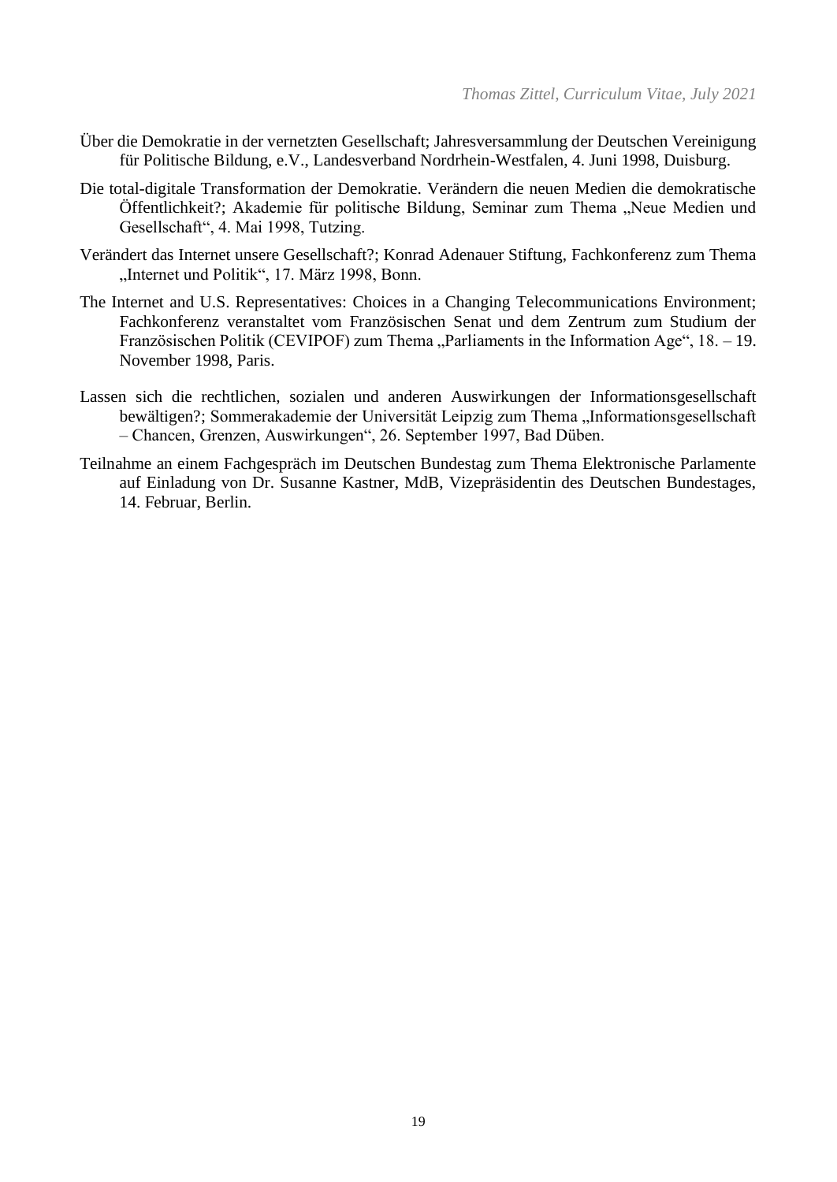Über die Demokratie in der vernetzten Gesellschaft; Jahresversammlung der Deutschen Vereinigung für Politische Bildung, e.V., Landesverband Nordrhein-Westfalen, 4. Juni 1998, Duisburg.

Die total-digitale Transformation der Demokratie. Verändern die neuen Medien die demokratische Öffentlichkeit?; Akademie für politische Bildung, Seminar zum Thema „Neue Medien und Gesellschaft", 4. Mai 1998, Tutzing.

Verändert das Internet unsere Gesellschaft?; Konrad Adenauer Stiftung, Fachkonferenz zum Thema „Internet und Politik", 17. März 1998, Bonn.

The Internet and U.S. Representatives: Choices in a Changing Telecommunications Environment; Fachkonferenz veranstaltet vom Französischen Senat und dem Zentrum zum Studium der Französischen Politik (CEVIPOF) zum Thema „Parliaments in the Information Age", 18. – 19. November 1998, Paris.

Lassen sich die rechtlichen, sozialen und anderen Auswirkungen der Informationsgesellschaft bewältigen?; Sommerakademie der Universität Leipzig zum Thema „Informationsgesellschaft – Chancen, Grenzen, Auswirkungen", 26. September 1997, Bad Düben.

Teilnahme an einem Fachgespräch im Deutschen Bundestag zum Thema Elektronische Parlamente auf Einladung von Dr. Susanne Kastner, MdB, Vizepräsidentin des Deutschen Bundestages, 14. Februar, Berlin.